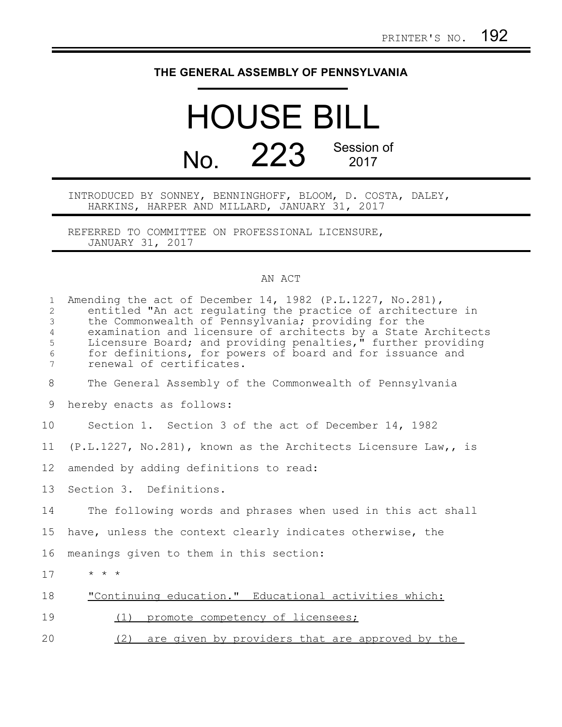PRINTER'S NO. 192

# THE GENERAL ASSEMBLY OF PENNSYLVANIA

# HOUSE BILL

## No. 223 Session of 2017

INTRODUCED BY SONNEY, BENNINGHOFF, BLOOM, D. COSTA, DALEY, HARKINS, HARPER AND MILLARD, JANUARY 31, 2017

REFERRED TO COMMITTEE ON PROFESSIONAL LICENSURE, JANUARY 31, 2017

AN ACT

Amending the act of December 14, 1982 (P.L.1227, No.281), entitled "An act regulating the practice of architecture in the Commonwealth of Pennsylvania; providing for the examination and licensure of architects by a State Architects Licensure Board; and providing penalties," further providing for definitions, for powers of board and for issuance and renewal of certificates.

The General Assembly of the Commonwealth of Pennsylvania hereby enacts as follows:

Section 1. Section 3 of the act of December 14, 1982 (P.L.1227, No.281), known as the Architects Licensure Law,, is amended by adding definitions to read:

Section 3. Definitions.

The following words and phrases when used in this act shall have, unless the context clearly indicates otherwise, the meanings given to them in this section:

* * *

<u>"Continuing education." Educational activities which:</u>

<u>(1) promote competency of licensees;</u>

<u>(2) are given by providers that are approved by the</u>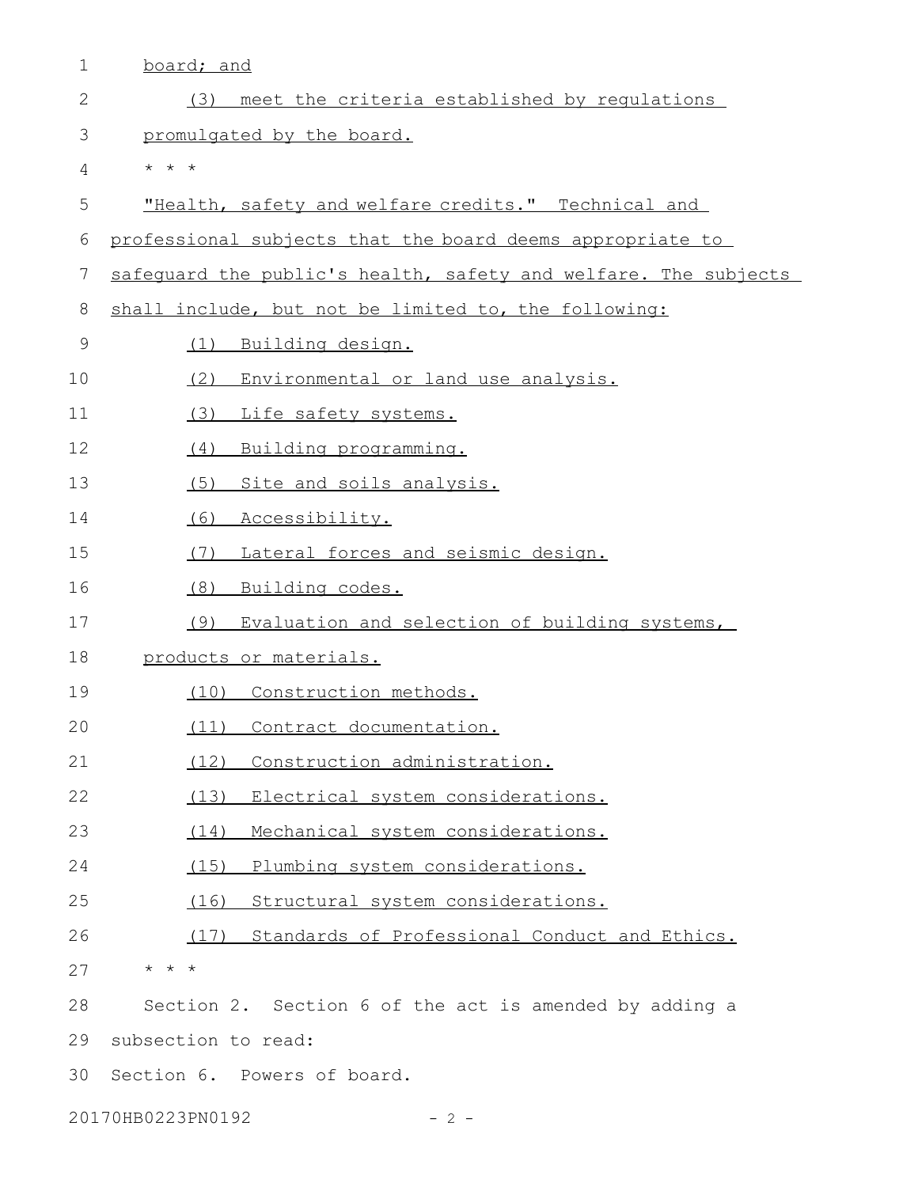board; and

(3) meet the criteria established by regulations promulgated by the board.

* * *

"Health, safety and welfare credits." Technical and professional subjects that the board deems appropriate to safeguard the public's health, safety and welfare. The subjects shall include, but not be limited to, the following:

(1) Building design.

(2) Environmental or land use analysis.

(3) Life safety systems.

(4) Building programming.

(5) Site and soils analysis.

(6) Accessibility.

(7) Lateral forces and seismic design.

(8) Building codes.

(9) Evaluation and selection of building systems, products or materials.

(10) Construction methods.

(11) Contract documentation.

(12) Construction administration.

(13) Electrical system considerations.

(14) Mechanical system considerations.

(15) Plumbing system considerations.

(16) Structural system considerations.

(17) Standards of Professional Conduct and Ethics.

* * *

Section 2. Section 6 of the act is amended by adding a subsection to read:

Section 6. Powers of board.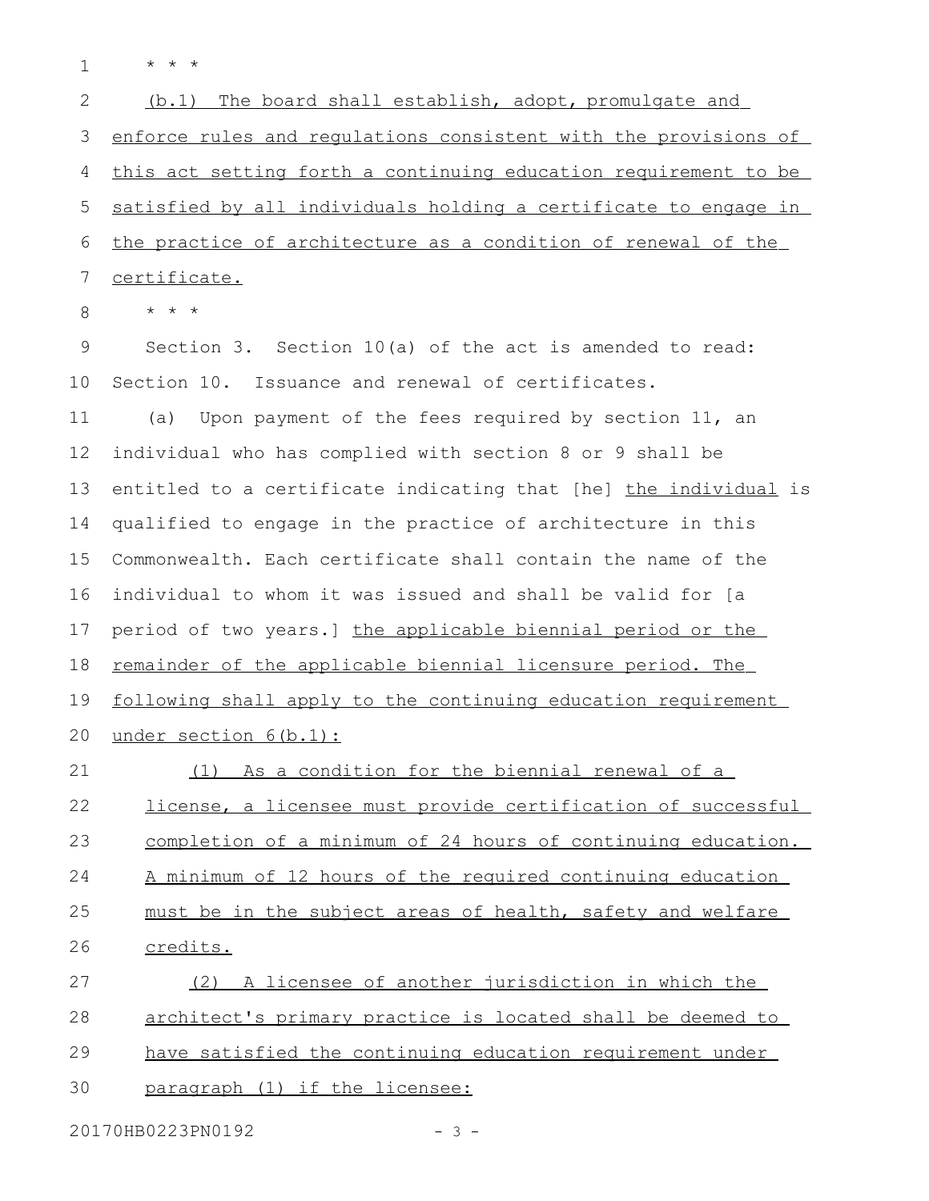* * *

(b.1) The board shall establish, adopt, promulgate and enforce rules and regulations consistent with the provisions of this act setting forth a continuing education requirement to be satisfied by all individuals holding a certificate to engage in the practice of architecture as a condition of renewal of the certificate.

* * *

Section 3. Section 10(a) of the act is amended to read:

Section 10. Issuance and renewal of certificates.

(a) Upon payment of the fees required by section 11, an individual who has complied with section 8 or 9 shall be entitled to a certificate indicating that [he] the individual is qualified to engage in the practice of architecture in this Commonwealth. Each certificate shall contain the name of the individual to whom it was issued and shall be valid for [a period of two years.] the applicable biennial period or the remainder of the applicable biennial licensure period. The following shall apply to the continuing education requirement under section 6(b.1):

(1) As a condition for the biennial renewal of a license, a licensee must provide certification of successful completion of a minimum of 24 hours of continuing education. A minimum of 12 hours of the required continuing education must be in the subject areas of health, safety and welfare credits.

(2) A licensee of another jurisdiction in which the architect's primary practice is located shall be deemed to have satisfied the continuing education requirement under paragraph (1) if the licensee: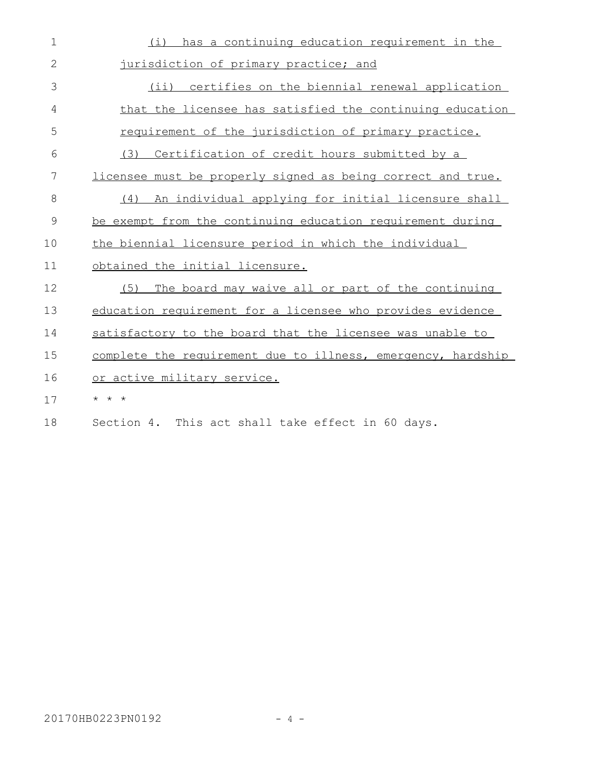(i) has a continuing education requirement in the jurisdiction of primary practice; and

(ii) certifies on the biennial renewal application that the licensee has satisfied the continuing education requirement of the jurisdiction of primary practice.

(3) Certification of credit hours submitted by a licensee must be properly signed as being correct and true.

(4) An individual applying for initial licensure shall be exempt from the continuing education requirement during the biennial licensure period in which the individual obtained the initial licensure.

(5) The board may waive all or part of the continuing education requirement for a licensee who provides evidence satisfactory to the board that the licensee was unable to complete the requirement due to illness, emergency, hardship or active military service.

* * *

Section 4. This act shall take effect in 60 days.